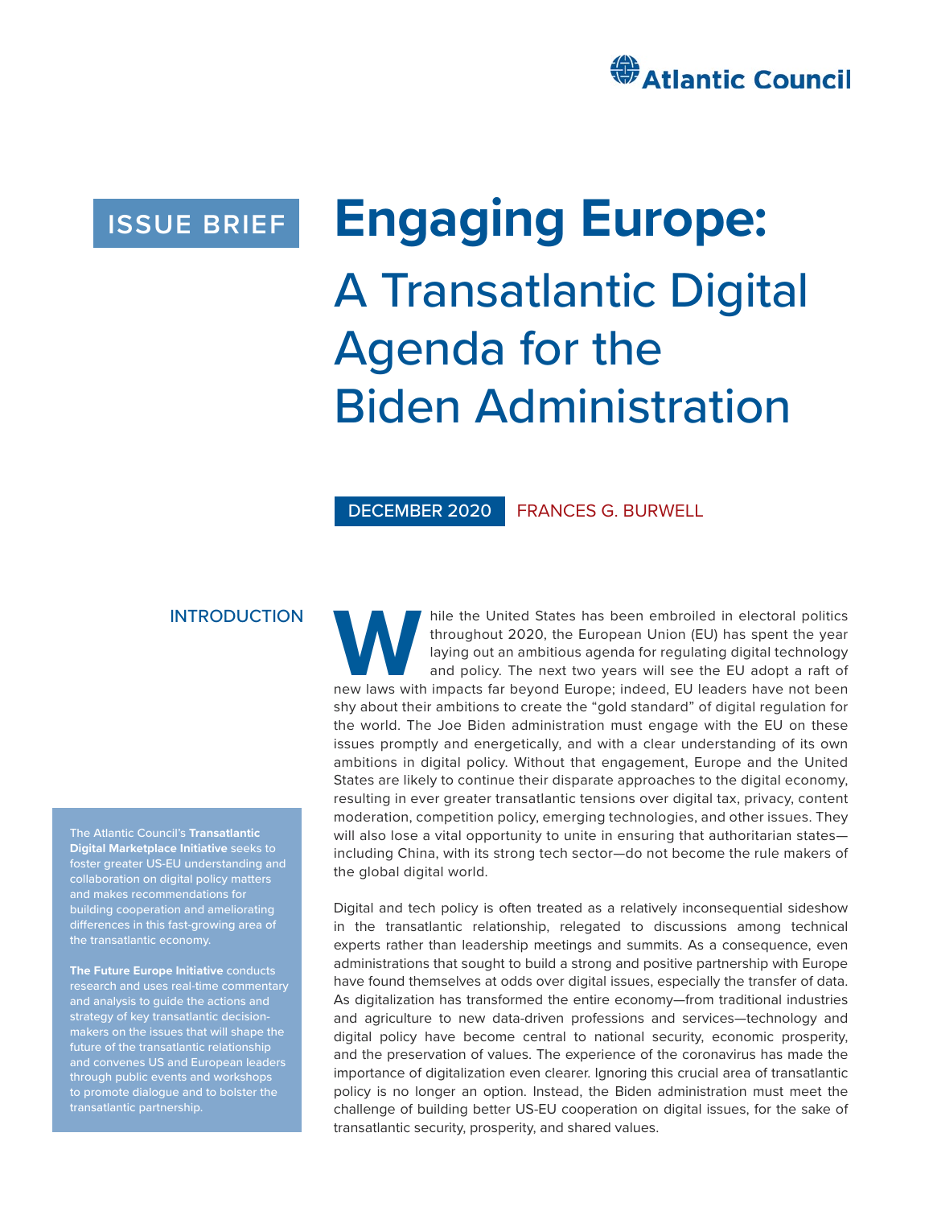Atlantic Council

ISSUE BRIEF

# Engaging Europe: A Transatlantic Digital Agenda for the Biden Administration

DECEMBER 2020 FRANCES G. BURWELL

## INTRODUCTION

While the United States has been embroiled in electoral politics throughout 2020, the European Union (EU) has spent the year laying out an ambitious agenda for regulating digital technology and policy. The next two years will see the EU adopt a raft of new laws with impacts far beyond Europe; indeed, EU leaders have not been shy about their ambitions to create the "gold standard" of digital regulation for the world. The Joe Biden administration must engage with the EU on these issues promptly and energetically, and with a clear understanding of its own ambitions in digital policy. Without that engagement, Europe and the United States are likely to continue their disparate approaches to the digital economy, resulting in ever greater transatlantic tensions over digital tax, privacy, content moderation, competition policy, emerging technologies, and other issues. They will also lose a vital opportunity to unite in ensuring that authoritarian states—including China, with its strong tech sector—do not become the rule makers of the global digital world.

Digital and tech policy is often treated as a relatively inconsequential sideshow in the transatlantic relationship, relegated to discussions among technical experts rather than leadership meetings and summits. As a consequence, even administrations that sought to build a strong and positive partnership with Europe have found themselves at odds over digital issues, especially the transfer of data. As digitalization has transformed the entire economy—from traditional industries and agriculture to new data-driven professions and services—technology and digital policy have become central to national security, economic prosperity, and the preservation of values. The experience of the coronavirus has made the importance of digitalization even clearer. Ignoring this crucial area of transatlantic policy is no longer an option. Instead, the Biden administration must meet the challenge of building better US-EU cooperation on digital issues, for the sake of transatlantic security, prosperity, and shared values.

The Atlantic Council's **Transatlantic Digital Marketplace Initiative** seeks to foster greater US-EU understanding and collaboration on digital policy matters and makes recommendations for building cooperation and ameliorating differences in this fast-growing area of the transatlantic economy.

**The Future Europe Initiative** conducts research and uses real-time commentary and analysis to guide the actions and strategy of key transatlantic decision-makers on the issues that will shape the future of the transatlantic relationship and convenes US and European leaders through public events and workshops to promote dialogue and to bolster the transatlantic partnership.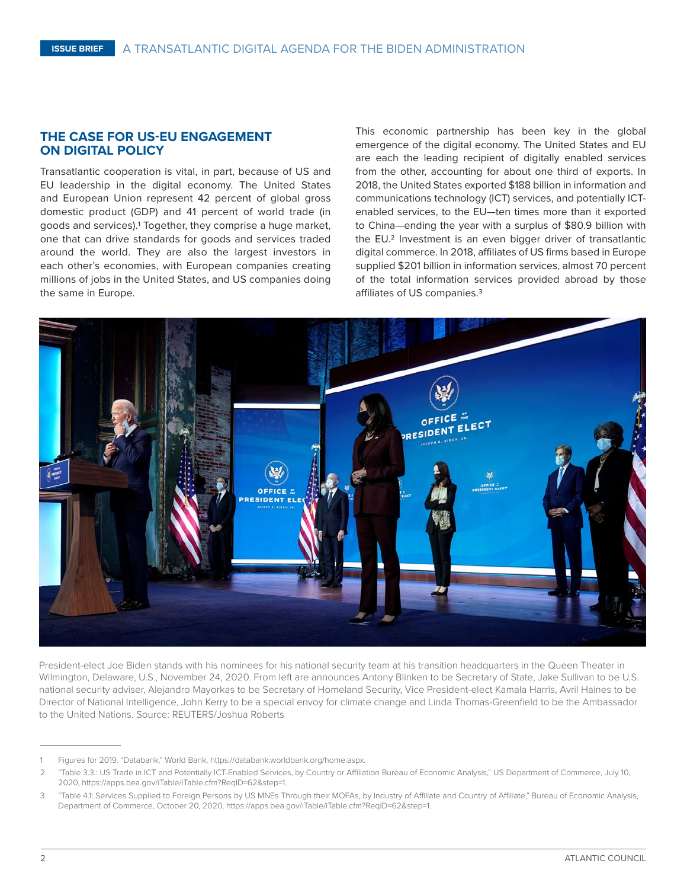## THE CASE FOR US-EU ENGAGEMENT ON DIGITAL POLICY

Transatlantic cooperation is vital, in part, because of US and EU leadership in the digital economy. The United States and European Union represent 42 percent of global gross domestic product (GDP) and 41 percent of world trade (in goods and services).[1] Together, they comprise a huge market, one that can drive standards for goods and services traded around the world. They are also the largest investors in each other's economies, with European companies creating millions of jobs in the United States, and US companies doing the same in Europe.

This economic partnership has been key in the global emergence of the digital economy. The United States and EU are each the leading recipient of digitally enabled services from the other, accounting for about one third of exports. In 2018, the United States exported $188 billion in information and communications technology (ICT) services, and potentially ICT-enabled services, to the EU—ten times more than it exported to China—ending the year with a surplus of $80.9 billion with the EU.[2] Investment is an even bigger driver of transatlantic digital commerce. In 2018, affiliates of US firms based in Europe supplied $201 billion in information services, almost 70 percent of the total information services provided abroad by those affiliates of US companies.[3]

President-elect Joe Biden stands with his nominees for his national security team at his transition headquarters in the Queen Theater in Wilmington, Delaware, U.S., November 24, 2020. From left are announces Antony Blinken to be Secretary of State, Jake Sullivan to be U.S. national security adviser, Alejandro Mayorkas to be Secretary of Homeland Security, Vice President-elect Kamala Harris, Avril Haines to be Director of National Intelligence, John Kerry to be a special envoy for climate change and Linda Thomas-Greenfield to be the Ambassador to the United Nations. Source: REUTERS/Joshua Roberts

---

1 Figures for 2019. "Databank," World Bank, https://databank.worldbank.org/home.aspx.

2 "Table 3.3.: US Trade in ICT and Potentially ICT-Enabled Services, by Country or Affiliation Bureau of Economic Analysis," US Department of Commerce, July 10, 2020, https://apps.bea.gov/iTable/iTable.cfm?ReqID=62&step=1.

3 "Table 4.1: Services Supplied to Foreign Persons by US MNEs Through their MOFAs, by Industry of Affiliate and Country of Affiliate," Bureau of Economic Analysis, Department of Commerce, October 20, 2020, https://apps.bea.gov/iTable/iTable.cfm?ReqID=62&step=1.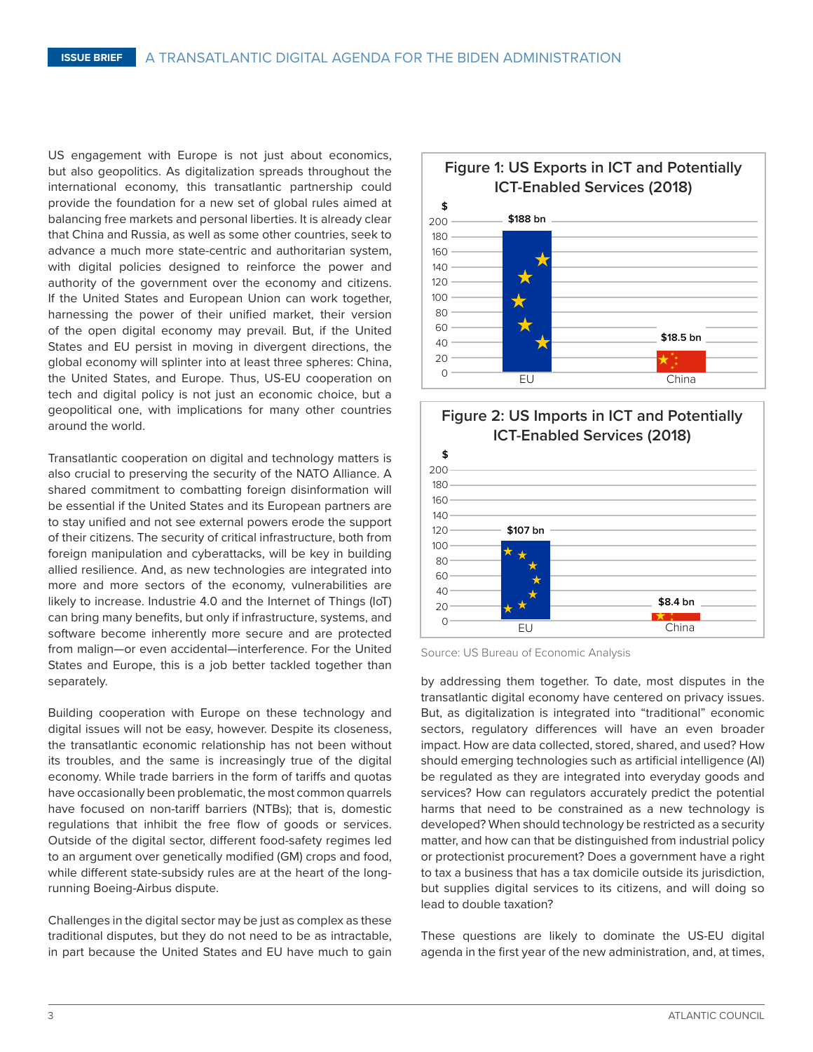US engagement with Europe is not just about economics, but also geopolitics. As digitalization spreads throughout the international economy, this transatlantic partnership could provide the foundation for a new set of global rules aimed at balancing free markets and personal liberties. It is already clear that China and Russia, as well as some other countries, seek to advance a much more state-centric and authoritarian system, with digital policies designed to reinforce the power and authority of the government over the economy and citizens. If the United States and European Union can work together, harnessing the power of their unified market, their version of the open digital economy may prevail. But, if the United States and EU persist in moving in divergent directions, the global economy will splinter into at least three spheres: China, the United States, and Europe. Thus, US-EU cooperation on tech and digital policy is not just an economic choice, but a geopolitical one, with implications for many other countries around the world.

Transatlantic cooperation on digital and technology matters is also crucial to preserving the security of the NATO Alliance. A shared commitment to combatting foreign disinformation will be essential if the United States and its European partners are to stay unified and not see external powers erode the support of their citizens. The security of critical infrastructure, both from foreign manipulation and cyberattacks, will be key in building allied resilience. And, as new technologies are integrated into more and more sectors of the economy, vulnerabilities are likely to increase. Industrie 4.0 and the Internet of Things (IoT) can bring many benefits, but only if infrastructure, systems, and software become inherently more secure and are protected from malign—or even accidental—interference. For the United States and Europe, this is a job better tackled together than separately.

Building cooperation with Europe on these technology and digital issues will not be easy, however. Despite its closeness, the transatlantic economic relationship has not been without its troubles, and the same is increasingly true of the digital economy. While trade barriers in the form of tariffs and quotas have occasionally been problematic, the most common quarrels have focused on non-tariff barriers (NTBs); that is, domestic regulations that inhibit the free flow of goods or services. Outside of the digital sector, different food-safety regimes led to an argument over genetically modified (GM) crops and food, while different state-subsidy rules are at the heart of the long-running Boeing-Airbus dispute.

Challenges in the digital sector may be just as complex as these traditional disputes, but they do not need to be as intractable, in part because the United States and EU have much to gain by addressing them together. To date, most disputes in the transatlantic digital economy have centered on privacy issues. But, as digitalization is integrated into "traditional" economic sectors, regulatory differences will have an even broader impact. How are data collected, stored, shared, and used? How should emerging technologies such as artificial intelligence (AI) be regulated as they are integrated into everyday goods and services? How can regulators accurately predict the potential harms that need to be constrained as a new technology is developed? When should technology be restricted as a security matter, and how can that be distinguished from industrial policy or protectionist procurement? Does a government have a right to tax a business that has a tax domicile outside its jurisdiction, but supplies digital services to its citizens, and will doing so lead to double taxation?

These questions are likely to dominate the US-EU digital agenda in the first year of the new administration, and, at times,

**Figure 1: US Exports in ICT and Potentially ICT-Enabled Services (2018)**

| | EU | China |
|---|---|---|
| $ | $188 bn | $18.5 bn |

**Figure 2: US Imports in ICT and Potentially ICT-Enabled Services (2018)**

| | EU | China |
|---|---|---|
| $ | $107 bn | $8.4 bn |

Source: US Bureau of Economic Analysis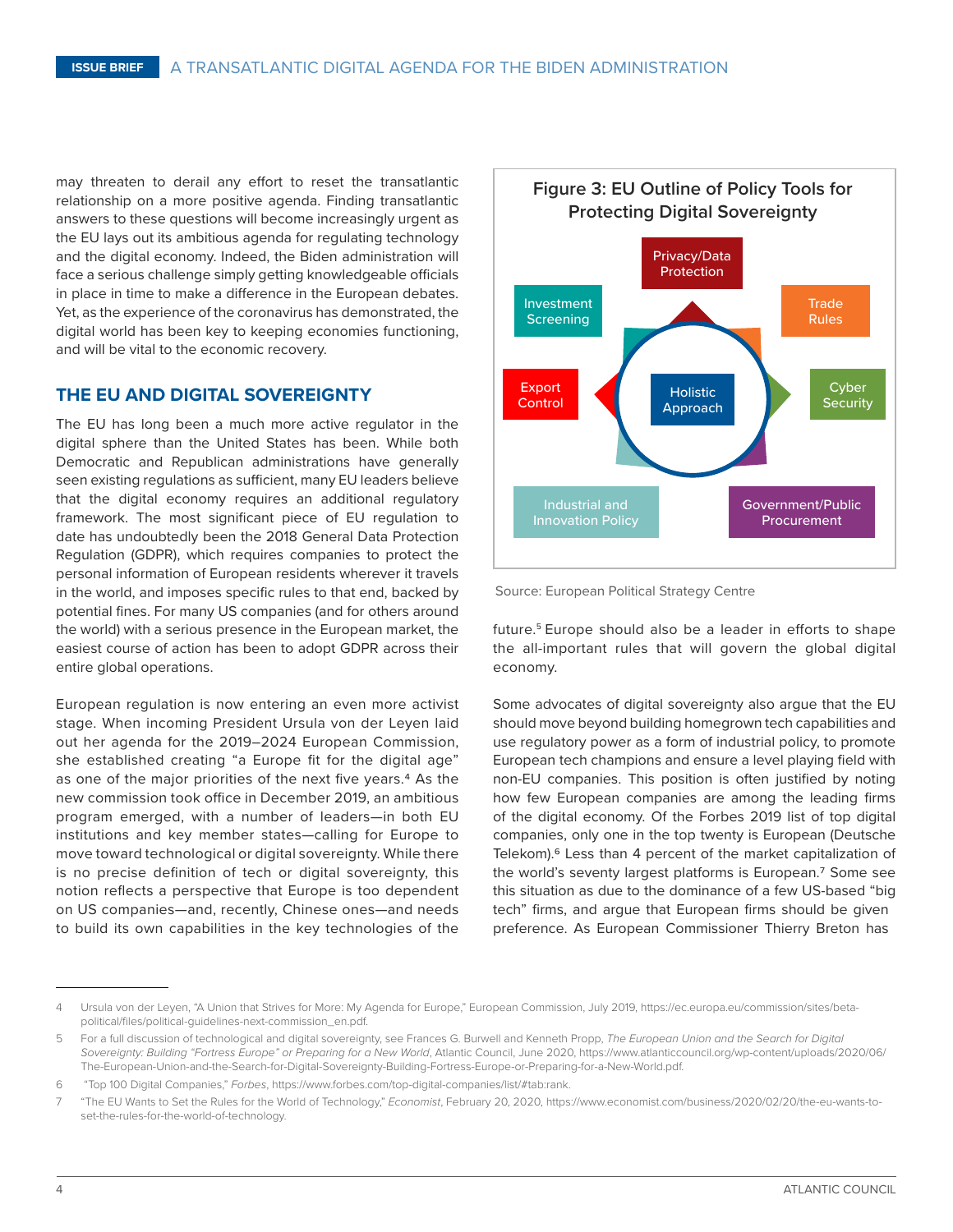may threaten to derail any effort to reset the transatlantic relationship on a more positive agenda. Finding transatlantic answers to these questions will become increasingly urgent as the EU lays out its ambitious agenda for regulating technology and the digital economy. Indeed, the Biden administration will face a serious challenge simply getting knowledgeable officials in place in time to make a difference in the European debates. Yet, as the experience of the coronavirus has demonstrated, the digital world has been key to keeping economies functioning, and will be vital to the economic recovery.

## THE EU AND DIGITAL SOVEREIGNTY

The EU has long been a much more active regulator in the digital sphere than the United States has been. While both Democratic and Republican administrations have generally seen existing regulations as sufficient, many EU leaders believe that the digital economy requires an additional regulatory framework. The most significant piece of EU regulation to date has undoubtedly been the 2018 General Data Protection Regulation (GDPR), which requires companies to protect the personal information of European residents wherever it travels in the world, and imposes specific rules to that end, backed by potential fines. For many US companies (and for others around the world) with a serious presence in the European market, the easiest course of action has been to adopt GDPR across their entire global operations.

European regulation is now entering an even more activist stage. When incoming President Ursula von der Leyen laid out her agenda for the 2019–2024 European Commission, she established creating "a Europe fit for the digital age" as one of the major priorities of the next five years.[4] As the new commission took office in December 2019, an ambitious program emerged, with a number of leaders—in both EU institutions and key member states—calling for Europe to move toward technological or digital sovereignty. While there is no precise definition of tech or digital sovereignty, this notion reflects a perspective that Europe is too dependent on US companies—and, recently, Chinese ones—and needs to build its own capabilities in the key technologies of the future.[5] Europe should also be a leader in efforts to shape the all-important rules that will govern the global digital economy.

**Figure 3: EU Outline of Policy Tools for Protecting Digital Sovereignty**

Holistic Approach — Privacy/Data Protection; Trade Rules; Cyber Security; Government/Public Procurement; Industrial and Innovation Policy; Export Control; Investment Screening

Source: European Political Strategy Centre

Some advocates of digital sovereignty also argue that the EU should move beyond building homegrown tech capabilities and use regulatory power as a form of industrial policy, to promote European tech champions and ensure a level playing field with non-EU companies. This position is often justified by noting how few European companies are among the leading firms of the digital economy. Of the Forbes 2019 list of top digital companies, only one in the top twenty is European (Deutsche Telekom).[6] Less than 4 percent of the market capitalization of the world's seventy largest platforms is European.[7] Some see this situation as due to the dominance of a few US-based "big tech" firms, and argue that European firms should be given preference. As European Commissioner Thierry Breton has

---

4 Ursula von der Leyen, "A Union that Strives for More: My Agenda for Europe," European Commission, July 2019, https://ec.europa.eu/commission/sites/beta-political/files/political-guidelines-next-commission_en.pdf.

5 For a full discussion of technological and digital sovereignty, see Frances G. Burwell and Kenneth Propp, *The European Union and the Search for Digital Sovereignty: Building "Fortress Europe" or Preparing for a New World*, Atlantic Council, June 2020, https://www.atlanticcouncil.org/wp-content/uploads/2020/06/The-European-Union-and-the-Search-for-Digital-Sovereignty-Building-Fortress-Europe-or-Preparing-for-a-New-World.pdf.

6 "Top 100 Digital Companies," *Forbes*, https://www.forbes.com/top-digital-companies/list/#tab:rank.

7 "The EU Wants to Set the Rules for the World of Technology," *Economist*, February 20, 2020, https://www.economist.com/business/2020/02/20/the-eu-wants-to-set-the-rules-for-the-world-of-technology.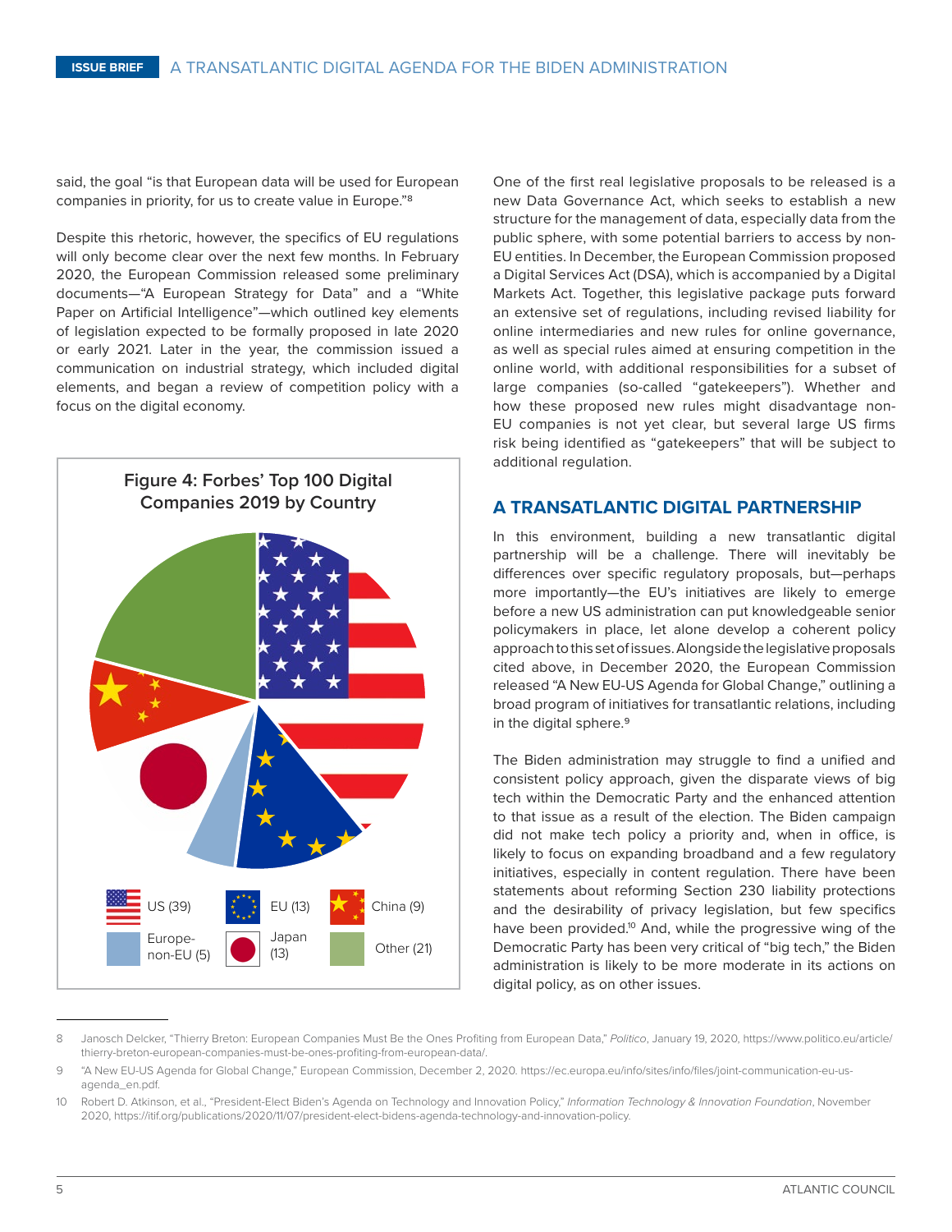said, the goal "is that European data will be used for European companies in priority, for us to create value in Europe."[8]

Despite this rhetoric, however, the specifics of EU regulations will only become clear over the next few months. In February 2020, the European Commission released some preliminary documents—"A European Strategy for Data" and a "White Paper on Artificial Intelligence"—which outlined key elements of legislation expected to be formally proposed in late 2020 or early 2021. Later in the year, the commission issued a communication on industrial strategy, which included digital elements, and began a review of competition policy with a focus on the digital economy.

**Figure 4: Forbes' Top 100 Digital Companies 2019 by Country**

US (39), EU (13), China (9), Europe-non-EU (5), Japan (13), Other (21)

One of the first real legislative proposals to be released is a new Data Governance Act, which seeks to establish a new structure for the management of data, especially data from the public sphere, with some potential barriers to access by non-EU entities. In December, the European Commission proposed a Digital Services Act (DSA), which is accompanied by a Digital Markets Act. Together, this legislative package puts forward an extensive set of regulations, including revised liability for online intermediaries and new rules for online governance, as well as special rules aimed at ensuring competition in the online world, with additional responsibilities for a subset of large companies (so-called "gatekeepers"). Whether and how these proposed new rules might disadvantage non-EU companies is not yet clear, but several large US firms risk being identified as "gatekeepers" that will be subject to additional regulation.

## A TRANSATLANTIC DIGITAL PARTNERSHIP

In this environment, building a new transatlantic digital partnership will be a challenge. There will inevitably be differences over specific regulatory proposals, but—perhaps more importantly—the EU's initiatives are likely to emerge before a new US administration can put knowledgeable senior policymakers in place, let alone develop a coherent policy approach to this set of issues. Alongside the legislative proposals cited above, in December 2020, the European Commission released "A New EU-US Agenda for Global Change," outlining a broad program of initiatives for transatlantic relations, including in the digital sphere.[9]

The Biden administration may struggle to find a unified and consistent policy approach, given the disparate views of big tech within the Democratic Party and the enhanced attention to that issue as a result of the election. The Biden campaign did not make tech policy a priority and, when in office, is likely to focus on expanding broadband and a few regulatory initiatives, especially in content regulation. There have been statements about reforming Section 230 liability protections and the desirability of privacy legislation, but few specifics have been provided.[10] And, while the progressive wing of the Democratic Party has been very critical of "big tech," the Biden administration is likely to be more moderate in its actions on digital policy, as on other issues.

---

8 Janosch Delcker, "Thierry Breton: European Companies Must Be the Ones Profiting from European Data," *Politico*, January 19, 2020, https://www.politico.eu/article/thierry-breton-european-companies-must-be-ones-profiting-from-european-data/.

9 "A New EU-US Agenda for Global Change," European Commission, December 2, 2020. https://ec.europa.eu/info/sites/info/files/joint-communication-eu-us-agenda_en.pdf.

10 Robert D. Atkinson, et al., "President-Elect Biden's Agenda on Technology and Innovation Policy," *Information Technology & Innovation Foundation*, November 2020, https://itif.org/publications/2020/11/07/president-elect-bidens-agenda-technology-and-innovation-policy.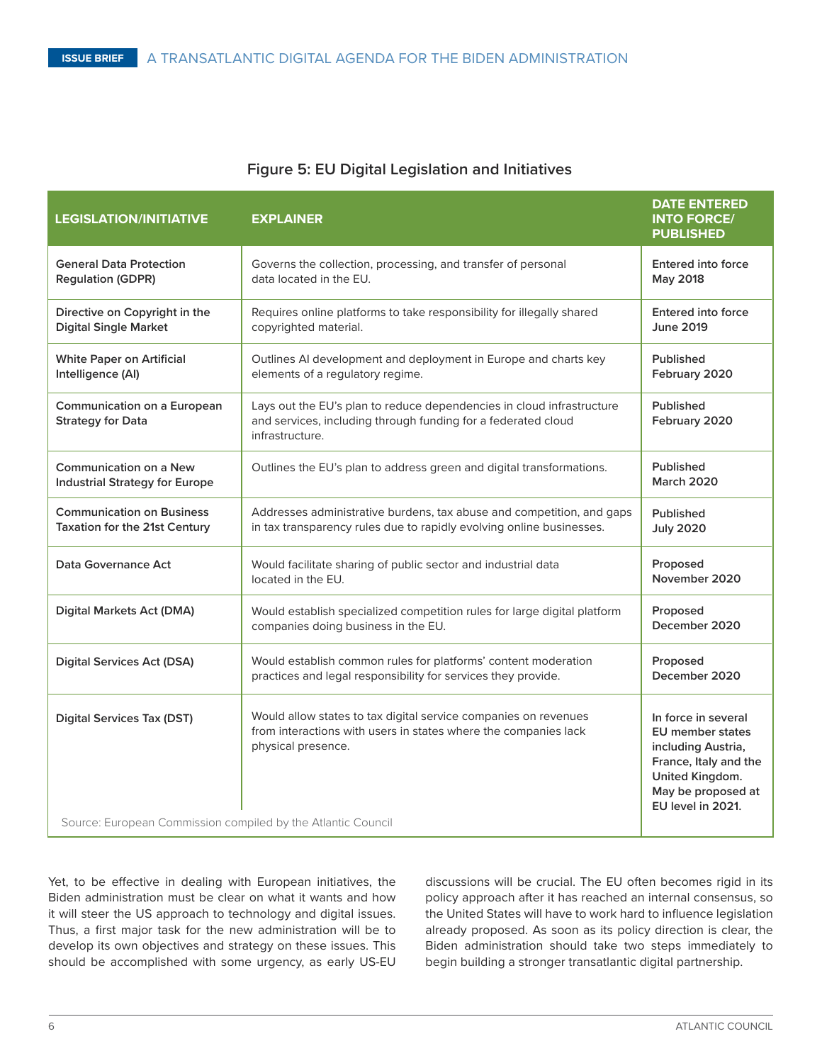### Figure 5: EU Digital Legislation and Initiatives

| LEGISLATION/INITIATIVE | EXPLAINER | DATE ENTERED INTO FORCE/ PUBLISHED |
|---|---|---|
| **General Data Protection Regulation (GDPR)** | Governs the collection, processing, and transfer of personal data located in the EU. | **Entered into force May 2018** |
| **Directive on Copyright in the Digital Single Market** | Requires online platforms to take responsibility for illegally shared copyrighted material. | **Entered into force June 2019** |
| **White Paper on Artificial Intelligence (AI)** | Outlines AI development and deployment in Europe and charts key elements of a regulatory regime. | **Published February 2020** |
| **Communication on a European Strategy for Data** | Lays out the EU's plan to reduce dependencies in cloud infrastructure and services, including through funding for a federated cloud infrastructure. | **Published February 2020** |
| **Communication on a New Industrial Strategy for Europe** | Outlines the EU's plan to address green and digital transformations. | **Published March 2020** |
| **Communication on Business Taxation for the 21st Century** | Addresses administrative burdens, tax abuse and competition, and gaps in tax transparency rules due to rapidly evolving online businesses. | **Published July 2020** |
| **Data Governance Act** | Would facilitate sharing of public sector and industrial data located in the EU. | **Proposed November 2020** |
| **Digital Markets Act (DMA)** | Would establish specialized competition rules for large digital platform companies doing business in the EU. | **Proposed December 2020** |
| **Digital Services Act (DSA)** | Would establish common rules for platforms' content moderation practices and legal responsibility for services they provide. | **Proposed December 2020** |
| **Digital Services Tax (DST)** | Would allow states to tax digital service companies on revenues from interactions with users in states where the companies lack physical presence. | **In force in several EU member states including Austria, France, Italy and the United Kingdom. May be proposed at EU level in 2021.** |

Source: European Commission compiled by the Atlantic Council

Yet, to be effective in dealing with European initiatives, the Biden administration must be clear on what it wants and how it will steer the US approach to technology and digital issues. Thus, a first major task for the new administration will be to develop its own objectives and strategy on these issues. This should be accomplished with some urgency, as early US-EU discussions will be crucial. The EU often becomes rigid in its policy approach after it has reached an internal consensus, so the United States will have to work hard to influence legislation already proposed. As soon as its policy direction is clear, the Biden administration should take two steps immediately to begin building a stronger transatlantic digital partnership.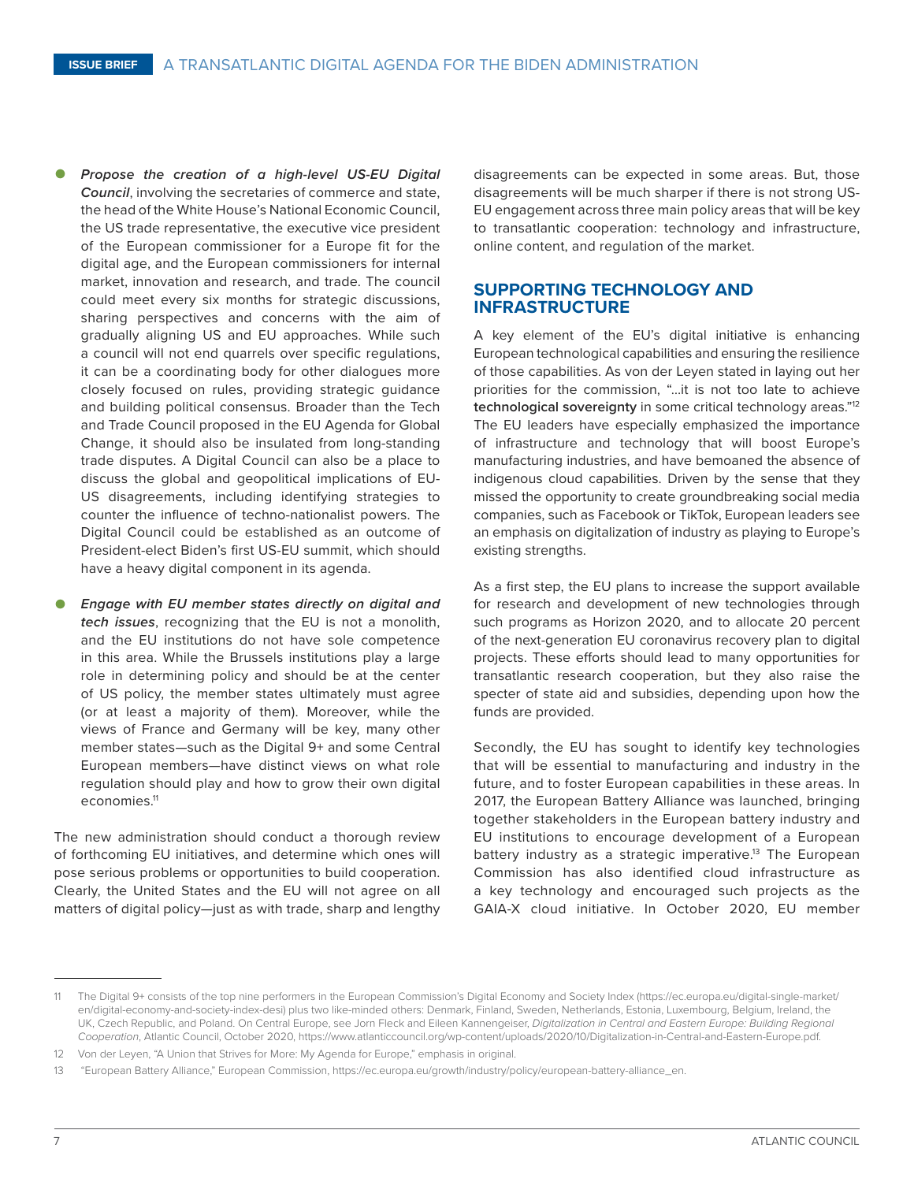- ***Propose the creation of a high-level US-EU Digital Council***, involving the secretaries of commerce and state, the head of the White House's National Economic Council, the US trade representative, the executive vice president of the European commissioner for a Europe fit for the digital age, and the European commissioners for internal market, innovation and research, and trade. The council could meet every six months for strategic discussions, sharing perspectives and concerns with the aim of gradually aligning US and EU approaches. While such a council will not end quarrels over specific regulations, it can be a coordinating body for other dialogues more closely focused on rules, providing strategic guidance and building political consensus. Broader than the Tech and Trade Council proposed in the EU Agenda for Global Change, it should also be insulated from long-standing trade disputes. A Digital Council can also be a place to discuss the global and geopolitical implications of EU-US disagreements, including identifying strategies to counter the influence of techno-nationalist powers. The Digital Council could be established as an outcome of President-elect Biden's first US-EU summit, which should have a heavy digital component in its agenda.

- ***Engage with EU member states directly on digital and tech issues***, recognizing that the EU is not a monolith, and the EU institutions do not have sole competence in this area. While the Brussels institutions play a large role in determining policy and should be at the center of US policy, the member states ultimately must agree (or at least a majority of them). Moreover, while the views of France and Germany will be key, many other member states—such as the Digital 9+ and some Central European members—have distinct views on what role regulation should play and how to grow their own digital economies.[11]

The new administration should conduct a thorough review of forthcoming EU initiatives, and determine which ones will pose serious problems or opportunities to build cooperation. Clearly, the United States and the EU will not agree on all matters of digital policy—just as with trade, sharp and lengthy disagreements can be expected in some areas. But, those disagreements will be much sharper if there is not strong US-EU engagement across three main policy areas that will be key to transatlantic cooperation: technology and infrastructure, online content, and regulation of the market.

## SUPPORTING TECHNOLOGY AND INFRASTRUCTURE

A key element of the EU's digital initiative is enhancing European technological capabilities and ensuring the resilience of those capabilities. As von der Leyen stated in laying out her priorities for the commission, "...it is not too late to achieve **technological sovereignty** in some critical technology areas."[12] The EU leaders have especially emphasized the importance of infrastructure and technology that will boost Europe's manufacturing industries, and have bemoaned the absence of indigenous cloud capabilities. Driven by the sense that they missed the opportunity to create groundbreaking social media companies, such as Facebook or TikTok, European leaders see an emphasis on digitalization of industry as playing to Europe's existing strengths.

As a first step, the EU plans to increase the support available for research and development of new technologies through such programs as Horizon 2020, and to allocate 20 percent of the next-generation EU coronavirus recovery plan to digital projects. These efforts should lead to many opportunities for transatlantic research cooperation, but they also raise the specter of state aid and subsidies, depending upon how the funds are provided.

Secondly, the EU has sought to identify key technologies that will be essential to manufacturing and industry in the future, and to foster European capabilities in these areas. In 2017, the European Battery Alliance was launched, bringing together stakeholders in the European battery industry and EU institutions to encourage development of a European battery industry as a strategic imperative.[13] The European Commission has also identified cloud infrastructure as a key technology and encouraged such projects as the GAIA-X cloud initiative. In October 2020, EU member

---

11 The Digital 9+ consists of the top nine performers in the European Commission's Digital Economy and Society Index (https://ec.europa.eu/digital-single-market/en/digital-economy-and-society-index-desi) plus two like-minded others: Denmark, Finland, Sweden, Netherlands, Estonia, Luxembourg, Belgium, Ireland, the UK, Czech Republic, and Poland. On Central Europe, see Jorn Fleck and Eileen Kannengeiser, *Digitalization in Central and Eastern Europe: Building Regional Cooperation*, Atlantic Council, October 2020, https://www.atlanticcouncil.org/wp-content/uploads/2020/10/Digitalization-in-Central-and-Eastern-Europe.pdf.

12 Von der Leyen, "A Union that Strives for More: My Agenda for Europe," emphasis in original.

13 "European Battery Alliance," European Commission, https://ec.europa.eu/growth/industry/policy/european-battery-alliance_en.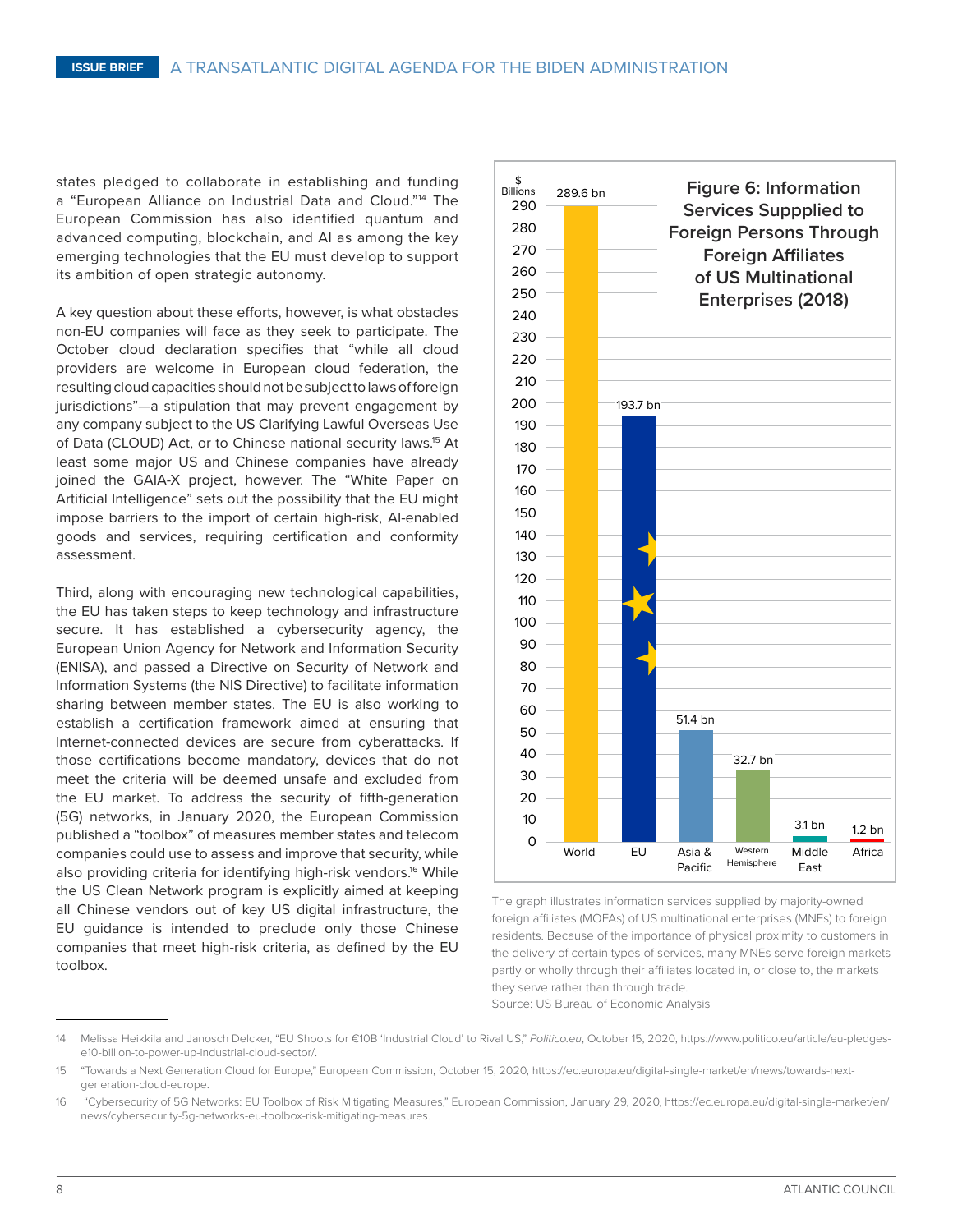states pledged to collaborate in establishing and funding a "European Alliance on Industrial Data and Cloud."[14] The European Commission has also identified quantum and advanced computing, blockchain, and AI as among the key emerging technologies that the EU must develop to support its ambition of open strategic autonomy.

A key question about these efforts, however, is what obstacles non-EU companies will face as they seek to participate. The October cloud declaration specifies that "while all cloud providers are welcome in European cloud federation, the resulting cloud capacities should not be subject to laws of foreign jurisdictions"—a stipulation that may prevent engagement by any company subject to the US Clarifying Lawful Overseas Use of Data (CLOUD) Act, or to Chinese national security laws.[15] At least some major US and Chinese companies have already joined the GAIA-X project, however. The "White Paper on Artificial Intelligence" sets out the possibility that the EU might impose barriers to the import of certain high-risk, AI-enabled goods and services, requiring certification and conformity assessment.

Third, along with encouraging new technological capabilities, the EU has taken steps to keep technology and infrastructure secure. It has established a cybersecurity agency, the European Union Agency for Network and Information Security (ENISA), and passed a Directive on Security of Network and Information Systems (the NIS Directive) to facilitate information sharing between member states. The EU is also working to establish a certification framework aimed at ensuring that Internet-connected devices are secure from cyberattacks. If those certifications become mandatory, devices that do not meet the criteria will be deemed unsafe and excluded from the EU market. To address the security of fifth-generation (5G) networks, in January 2020, the European Commission published a "toolbox" of measures member states and telecom companies could use to assess and improve that security, while also providing criteria for identifying high-risk vendors.[16] While the US Clean Network program is explicitly aimed at keeping all Chinese vendors out of key US digital infrastructure, the EU guidance is intended to preclude only those Chinese companies that meet high-risk criteria, as defined by the EU toolbox.

**Figure 6: Information Services Suppplied to Foreign Persons Through Foreign Affiliates of US Multinational Enterprises (2018)**

| Region | $ Billions |
|---|---|
| World | 289.6 bn |
| EU | 193.7 bn |
| Asia & Pacific | 51.4 bn |
| Western Hemisphere | 32.7 bn |
| Middle East | 3.1 bn |
| Africa | 1.2 bn |

The graph illustrates information services supplied by majority-owned foreign affiliates (MOFAs) of US multinational enterprises (MNEs) to foreign residents. Because of the importance of physical proximity to customers in the delivery of certain types of services, many MNEs serve foreign markets partly or wholly through their affiliates located in, or close to, the markets they serve rather than through trade.

Source: US Bureau of Economic Analysis

---

14 Melissa Heikkila and Janosch Delcker, "EU Shoots for €10B 'Industrial Cloud' to Rival US," *Politico.eu*, October 15, 2020, https://www.politico.eu/article/eu-pledges-e10-billion-to-power-up-industrial-cloud-sector/.

15 "Towards a Next Generation Cloud for Europe," European Commission, October 15, 2020, https://ec.europa.eu/digital-single-market/en/news/towards-next-generation-cloud-europe.

16 "Cybersecurity of 5G Networks: EU Toolbox of Risk Mitigating Measures," European Commission, January 29, 2020, https://ec.europa.eu/digital-single-market/en/news/cybersecurity-5g-networks-eu-toolbox-risk-mitigating-measures.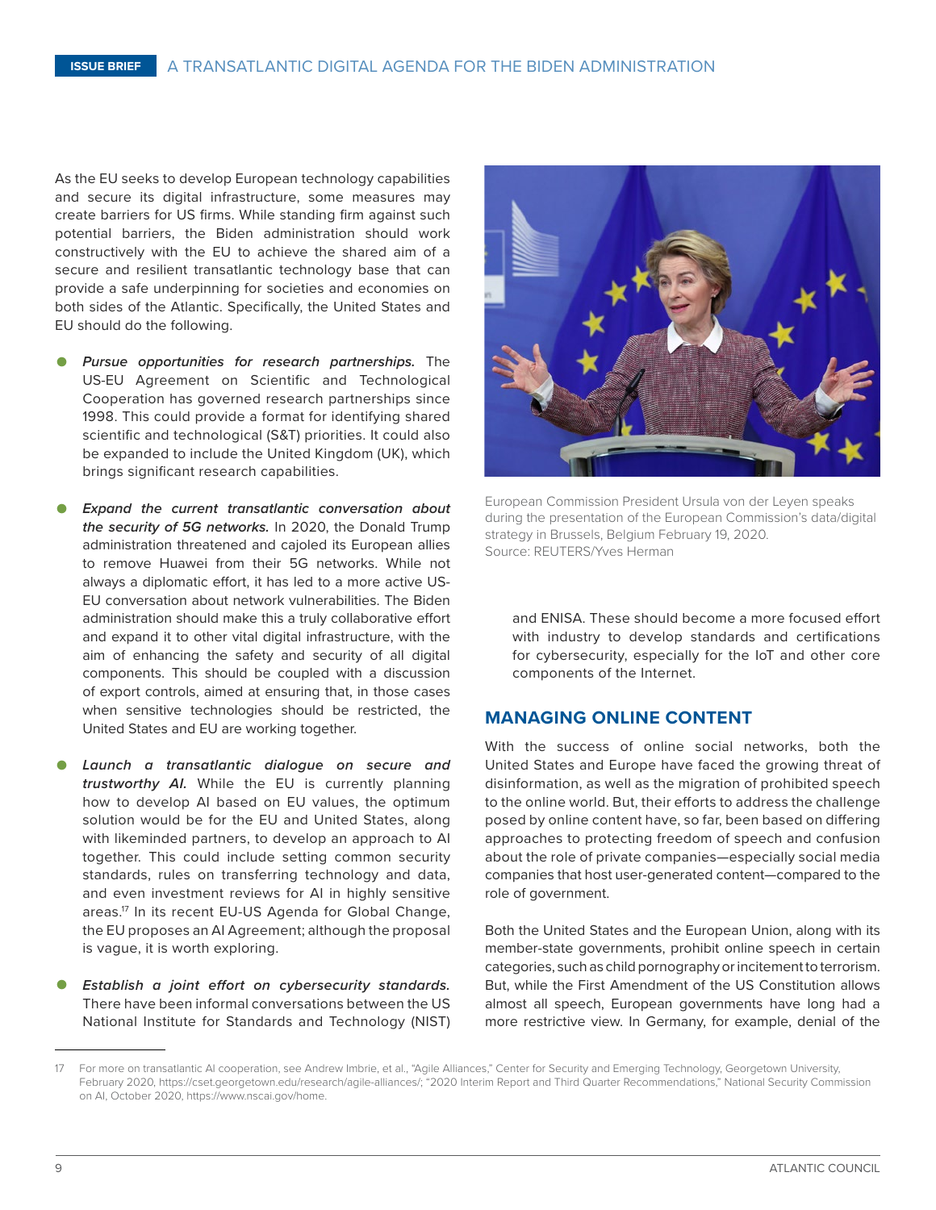As the EU seeks to develop European technology capabilities and secure its digital infrastructure, some measures may create barriers for US firms. While standing firm against such potential barriers, the Biden administration should work constructively with the EU to achieve the shared aim of a secure and resilient transatlantic technology base that can provide a safe underpinning for societies and economies on both sides of the Atlantic. Specifically, the United States and EU should do the following.

- ***Pursue opportunities for research partnerships.*** The US-EU Agreement on Scientific and Technological Cooperation has governed research partnerships since 1998. This could provide a format for identifying shared scientific and technological (S&T) priorities. It could also be expanded to include the United Kingdom (UK), which brings significant research capabilities.

- ***Expand the current transatlantic conversation about the security of 5G networks.*** In 2020, the Donald Trump administration threatened and cajoled its European allies to remove Huawei from their 5G networks. While not always a diplomatic effort, it has led to a more active US-EU conversation about network vulnerabilities. The Biden administration should make this a truly collaborative effort and expand it to other vital digital infrastructure, with the aim of enhancing the safety and security of all digital components. This should be coupled with a discussion of export controls, aimed at ensuring that, in those cases when sensitive technologies should be restricted, the United States and EU are working together.

- ***Launch a transatlantic dialogue on secure and trustworthy AI.*** While the EU is currently planning how to develop AI based on EU values, the optimum solution would be for the EU and United States, along with likeminded partners, to develop an approach to AI together. This could include setting common security standards, rules on transferring technology and data, and even investment reviews for AI in highly sensitive areas.[17] In its recent EU-US Agenda for Global Change, the EU proposes an AI Agreement; although the proposal is vague, it is worth exploring.

- ***Establish a joint effort on cybersecurity standards.*** There have been informal conversations between the US National Institute for Standards and Technology (NIST) and ENISA. These should become a more focused effort with industry to develop standards and certifications for cybersecurity, especially for the IoT and other core components of the Internet.

European Commission President Ursula von der Leyen speaks during the presentation of the European Commission's data/digital strategy in Brussels, Belgium February 19, 2020.
Source: REUTERS/Yves Herman

## MANAGING ONLINE CONTENT

With the success of online social networks, both the United States and Europe have faced the growing threat of disinformation, as well as the migration of prohibited speech to the online world. But, their efforts to address the challenge posed by online content have, so far, been based on differing approaches to protecting freedom of speech and confusion about the role of private companies—especially social media companies that host user-generated content—compared to the role of government.

Both the United States and the European Union, along with its member-state governments, prohibit online speech in certain categories, such as child pornography or incitement to terrorism. But, while the First Amendment of the US Constitution allows almost all speech, European governments have long had a more restrictive view. In Germany, for example, denial of the

---

17 For more on transatlantic AI cooperation, see Andrew Imbrie, et al., "Agile Alliances," Center for Security and Emerging Technology, Georgetown University, February 2020, https://cset.georgetown.edu/research/agile-alliances/; "2020 Interim Report and Third Quarter Recommendations," National Security Commission on AI, October 2020, https://www.nscai.gov/home.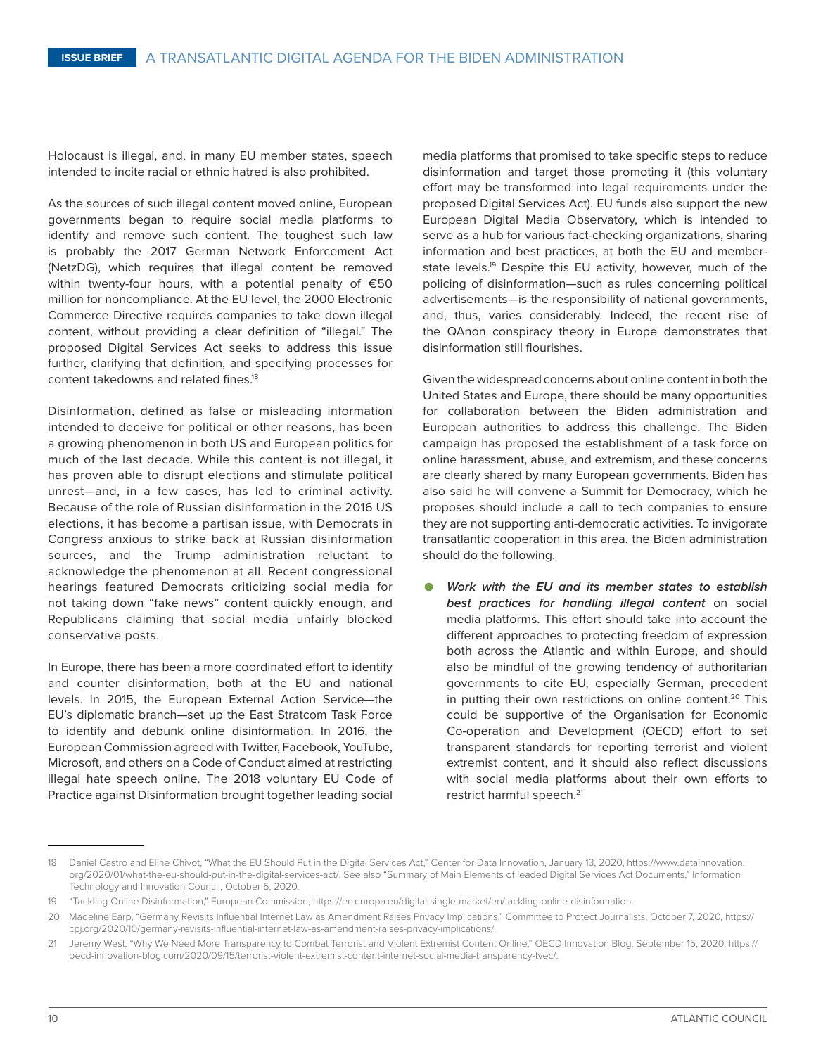Holocaust is illegal, and, in many EU member states, speech intended to incite racial or ethnic hatred is also prohibited.

As the sources of such illegal content moved online, European governments began to require social media platforms to identify and remove such content. The toughest such law is probably the 2017 German Network Enforcement Act (NetzDG), which requires that illegal content be removed within twenty-four hours, with a potential penalty of €50 million for noncompliance. At the EU level, the 2000 Electronic Commerce Directive requires companies to take down illegal content, without providing a clear definition of "illegal." The proposed Digital Services Act seeks to address this issue further, clarifying that definition, and specifying processes for content takedowns and related fines.[18]

Disinformation, defined as false or misleading information intended to deceive for political or other reasons, has been a growing phenomenon in both US and European politics for much of the last decade. While this content is not illegal, it has proven able to disrupt elections and stimulate political unrest—and, in a few cases, has led to criminal activity. Because of the role of Russian disinformation in the 2016 US elections, it has become a partisan issue, with Democrats in Congress anxious to strike back at Russian disinformation sources, and the Trump administration reluctant to acknowledge the phenomenon at all. Recent congressional hearings featured Democrats criticizing social media for not taking down "fake news" content quickly enough, and Republicans claiming that social media unfairly blocked conservative posts.

In Europe, there has been a more coordinated effort to identify and counter disinformation, both at the EU and national levels. In 2015, the European External Action Service—the EU's diplomatic branch—set up the East Stratcom Task Force to identify and debunk online disinformation. In 2016, the European Commission agreed with Twitter, Facebook, YouTube, Microsoft, and others on a Code of Conduct aimed at restricting illegal hate speech online. The 2018 voluntary EU Code of Practice against Disinformation brought together leading social media platforms that promised to take specific steps to reduce disinformation and target those promoting it (this voluntary effort may be transformed into legal requirements under the proposed Digital Services Act). EU funds also support the new European Digital Media Observatory, which is intended to serve as a hub for various fact-checking organizations, sharing information and best practices, at both the EU and member-state levels.[19] Despite this EU activity, however, much of the policing of disinformation—such as rules concerning political advertisements—is the responsibility of national governments, and, thus, varies considerably. Indeed, the recent rise of the QAnon conspiracy theory in Europe demonstrates that disinformation still flourishes.

Given the widespread concerns about online content in both the United States and Europe, there should be many opportunities for collaboration between the Biden administration and European authorities to address this challenge. The Biden campaign has proposed the establishment of a task force on online harassment, abuse, and extremism, and these concerns are clearly shared by many European governments. Biden has also said he will convene a Summit for Democracy, which he proposes should include a call to tech companies to ensure they are not supporting anti-democratic activities. To invigorate transatlantic cooperation in this area, the Biden administration should do the following.

- ***Work with the EU and its member states to establish best practices for handling illegal content*** on social media platforms. This effort should take into account the different approaches to protecting freedom of expression both across the Atlantic and within Europe, and should also be mindful of the growing tendency of authoritarian governments to cite EU, especially German, precedent in putting their own restrictions on online content.[20] This could be supportive of the Organisation for Economic Co-operation and Development (OECD) effort to set transparent standards for reporting terrorist and violent extremist content, and it should also reflect discussions with social media platforms about their own efforts to restrict harmful speech.[21]

---

18 Daniel Castro and Eline Chivot, "What the EU Should Put in the Digital Services Act," Center for Data Innovation, January 13, 2020, https://www.datainnovation.org/2020/01/what-the-eu-should-put-in-the-digital-services-act/. See also "Summary of Main Elements of leaded Digital Services Act Documents," Information Technology and Innovation Council, October 5, 2020.

19 "Tackling Online Disinformation," European Commission, https://ec.europa.eu/digital-single-market/en/tackling-online-disinformation.

20 Madeline Earp, "Germany Revisits Influential Internet Law as Amendment Raises Privacy Implications," Committee to Protect Journalists, October 7, 2020, https://cpj.org/2020/10/germany-revisits-influential-internet-law-as-amendment-raises-privacy-implications/.

21 Jeremy West, "Why We Need More Transparency to Combat Terrorist and Violent Extremist Content Online," OECD Innovation Blog, September 15, 2020, https://oecd-innovation-blog.com/2020/09/15/terrorist-violent-extremist-content-internet-social-media-transparency-tvec/.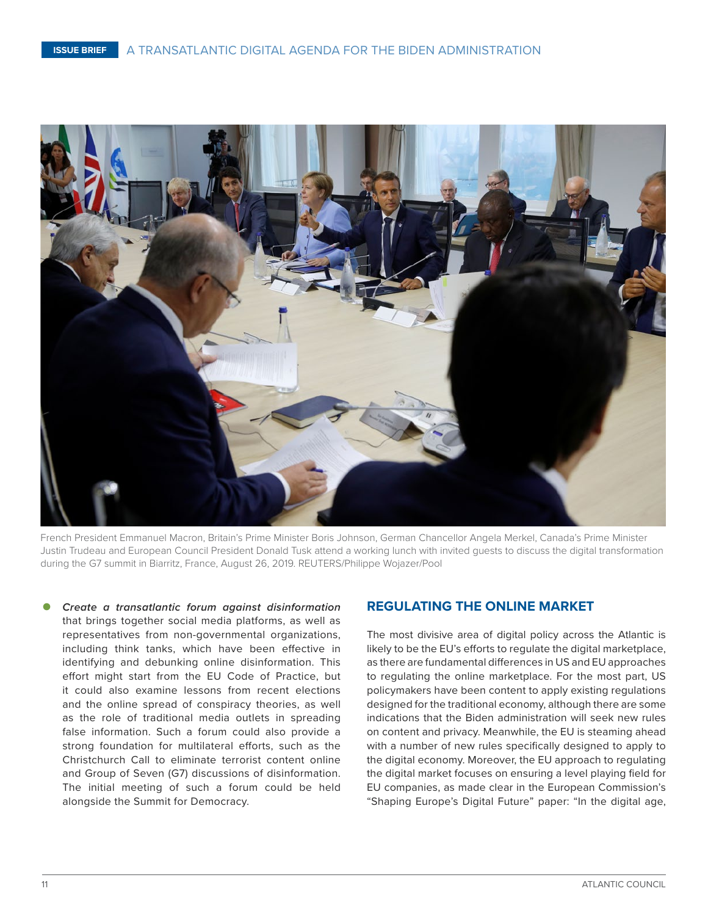French President Emmanuel Macron, Britain's Prime Minister Boris Johnson, German Chancellor Angela Merkel, Canada's Prime Minister Justin Trudeau and European Council President Donald Tusk attend a working lunch with invited guests to discuss the digital transformation during the G7 summit in Biarritz, France, August 26, 2019. REUTERS/Philippe Wojazer/Pool

- *Create a transatlantic forum against disinformation* that brings together social media platforms, as well as representatives from non-governmental organizations, including think tanks, which have been effective in identifying and debunking online disinformation. This effort might start from the EU Code of Practice, but it could also examine lessons from recent elections and the online spread of conspiracy theories, as well as the role of traditional media outlets in spreading false information. Such a forum could also provide a strong foundation for multilateral efforts, such as the Christchurch Call to eliminate terrorist content online and Group of Seven (G7) discussions of disinformation. The initial meeting of such a forum could be held alongside the Summit for Democracy.

## REGULATING THE ONLINE MARKET

The most divisive area of digital policy across the Atlantic is likely to be the EU's efforts to regulate the digital marketplace, as there are fundamental differences in US and EU approaches to regulating the online marketplace. For the most part, US policymakers have been content to apply existing regulations designed for the traditional economy, although there are some indications that the Biden administration will seek new rules on content and privacy. Meanwhile, the EU is steaming ahead with a number of new rules specifically designed to apply to the digital economy. Moreover, the EU approach to regulating the digital market focuses on ensuring a level playing field for EU companies, as made clear in the European Commission's "Shaping Europe's Digital Future" paper: "In the digital age,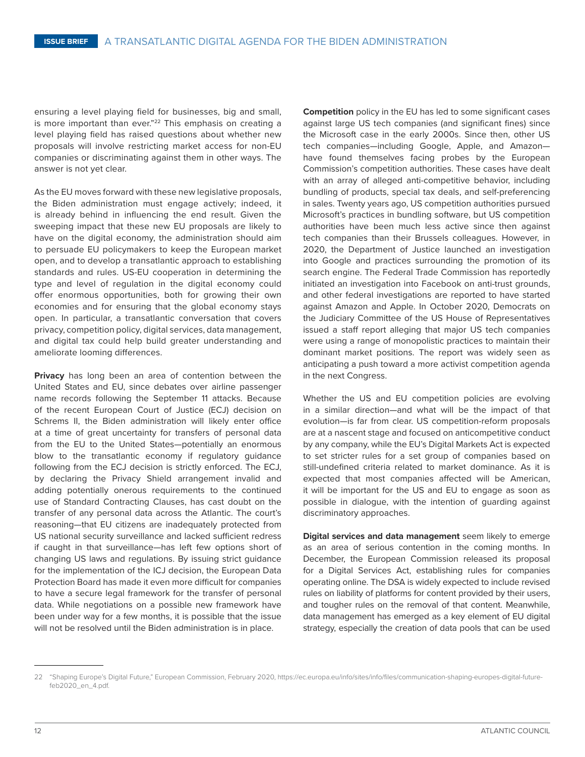ensuring a level playing field for businesses, big and small, is more important than ever."[22] This emphasis on creating a level playing field has raised questions about whether new proposals will involve restricting market access for non-EU companies or discriminating against them in other ways. The answer is not yet clear.

As the EU moves forward with these new legislative proposals, the Biden administration must engage actively; indeed, it is already behind in influencing the end result. Given the sweeping impact that these new EU proposals are likely to have on the digital economy, the administration should aim to persuade EU policymakers to keep the European market open, and to develop a transatlantic approach to establishing standards and rules. US-EU cooperation in determining the type and level of regulation in the digital economy could offer enormous opportunities, both for growing their own economies and for ensuring that the global economy stays open. In particular, a transatlantic conversation that covers privacy, competition policy, digital services, data management, and digital tax could help build greater understanding and ameliorate looming differences.

**Privacy** has long been an area of contention between the United States and EU, since debates over airline passenger name records following the September 11 attacks. Because of the recent European Court of Justice (ECJ) decision on Schrems II, the Biden administration will likely enter office at a time of great uncertainty for transfers of personal data from the EU to the United States—potentially an enormous blow to the transatlantic economy if regulatory guidance following from the ECJ decision is strictly enforced. The ECJ, by declaring the Privacy Shield arrangement invalid and adding potentially onerous requirements to the continued use of Standard Contracting Clauses, has cast doubt on the transfer of any personal data across the Atlantic. The court's reasoning—that EU citizens are inadequately protected from US national security surveillance and lacked sufficient redress if caught in that surveillance—has left few options short of changing US laws and regulations. By issuing strict guidance for the implementation of the ICJ decision, the European Data Protection Board has made it even more difficult for companies to have a secure legal framework for the transfer of personal data. While negotiations on a possible new framework have been under way for a few months, it is possible that the issue will not be resolved until the Biden administration is in place.

**Competition** policy in the EU has led to some significant cases against large US tech companies (and significant fines) since the Microsoft case in the early 2000s. Since then, other US tech companies—including Google, Apple, and Amazon—have found themselves facing probes by the European Commission's competition authorities. These cases have dealt with an array of alleged anti-competitive behavior, including bundling of products, special tax deals, and self-preferencing in sales. Twenty years ago, US competition authorities pursued Microsoft's practices in bundling software, but US competition authorities have been much less active since then against tech companies than their Brussels colleagues. However, in 2020, the Department of Justice launched an investigation into Google and practices surrounding the promotion of its search engine. The Federal Trade Commission has reportedly initiated an investigation into Facebook on anti-trust grounds, and other federal investigations are reported to have started against Amazon and Apple. In October 2020, Democrats on the Judiciary Committee of the US House of Representatives issued a staff report alleging that major US tech companies were using a range of monopolistic practices to maintain their dominant market positions. The report was widely seen as anticipating a push toward a more activist competition agenda in the next Congress.

Whether the US and EU competition policies are evolving in a similar direction—and what will be the impact of that evolution—is far from clear. US competition-reform proposals are at a nascent stage and focused on anticompetitive conduct by any company, while the EU's Digital Markets Act is expected to set stricter rules for a set group of companies based on still-undefined criteria related to market dominance. As it is expected that most companies affected will be American, it will be important for the US and EU to engage as soon as possible in dialogue, with the intention of guarding against discriminatory approaches.

**Digital services and data management** seem likely to emerge as an area of serious contention in the coming months. In December, the European Commission released its proposal for a Digital Services Act, establishing rules for companies operating online. The DSA is widely expected to include revised rules on liability of platforms for content provided by their users, and tougher rules on the removal of that content. Meanwhile, data management has emerged as a key element of EU digital strategy, especially the creation of data pools that can be used

---

22 "Shaping Europe's Digital Future," European Commission, February 2020, https://ec.europa.eu/info/sites/info/files/communication-shaping-europes-digital-future-feb2020_en_4.pdf.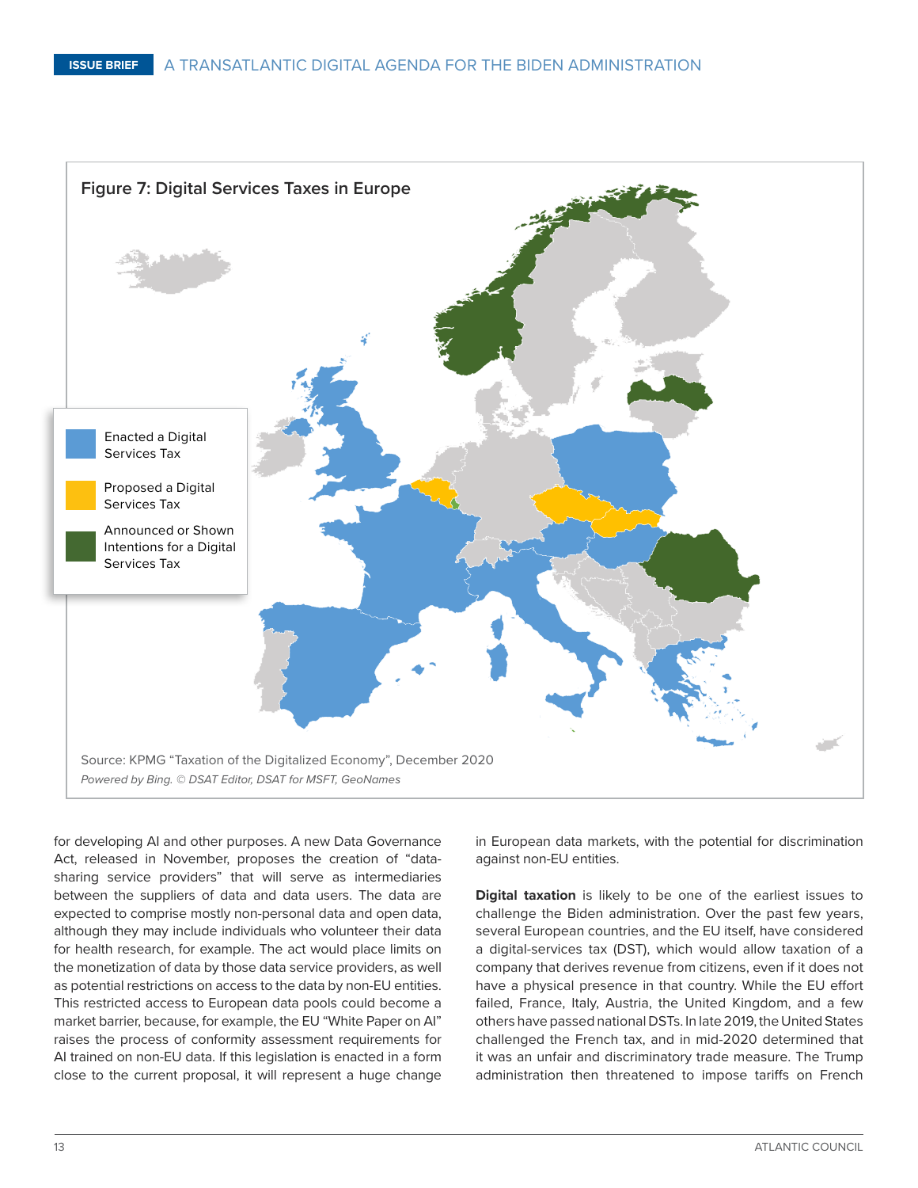Figure 7: Digital Services Taxes in Europe

Enacted a Digital Services Tax

Proposed a Digital Services Tax

Announced or Shown Intentions for a Digital Services Tax

Source: KPMG "Taxation of the Digitalized Economy", December 2020

*Powered by Bing. © DSAT Editor, DSAT for MSFT, GeoNames*

for developing AI and other purposes. A new Data Governance Act, released in November, proposes the creation of "data-sharing service providers" that will serve as intermediaries between the suppliers of data and data users. The data are expected to comprise mostly non-personal data and open data, although they may include individuals who volunteer their data for health research, for example. The act would place limits on the monetization of data by those data service providers, as well as potential restrictions on access to the data by non-EU entities. This restricted access to European data pools could become a market barrier, because, for example, the EU "White Paper on AI" raises the process of conformity assessment requirements for AI trained on non-EU data. If this legislation is enacted in a form close to the current proposal, it will represent a huge change in European data markets, with the potential for discrimination against non-EU entities.

**Digital taxation** is likely to be one of the earliest issues to challenge the Biden administration. Over the past few years, several European countries, and the EU itself, have considered a digital-services tax (DST), which would allow taxation of a company that derives revenue from citizens, even if it does not have a physical presence in that country. While the EU effort failed, France, Italy, Austria, the United Kingdom, and a few others have passed national DSTs. In late 2019, the United States challenged the French tax, and in mid-2020 determined that it was an unfair and discriminatory trade measure. The Trump administration then threatened to impose tariffs on French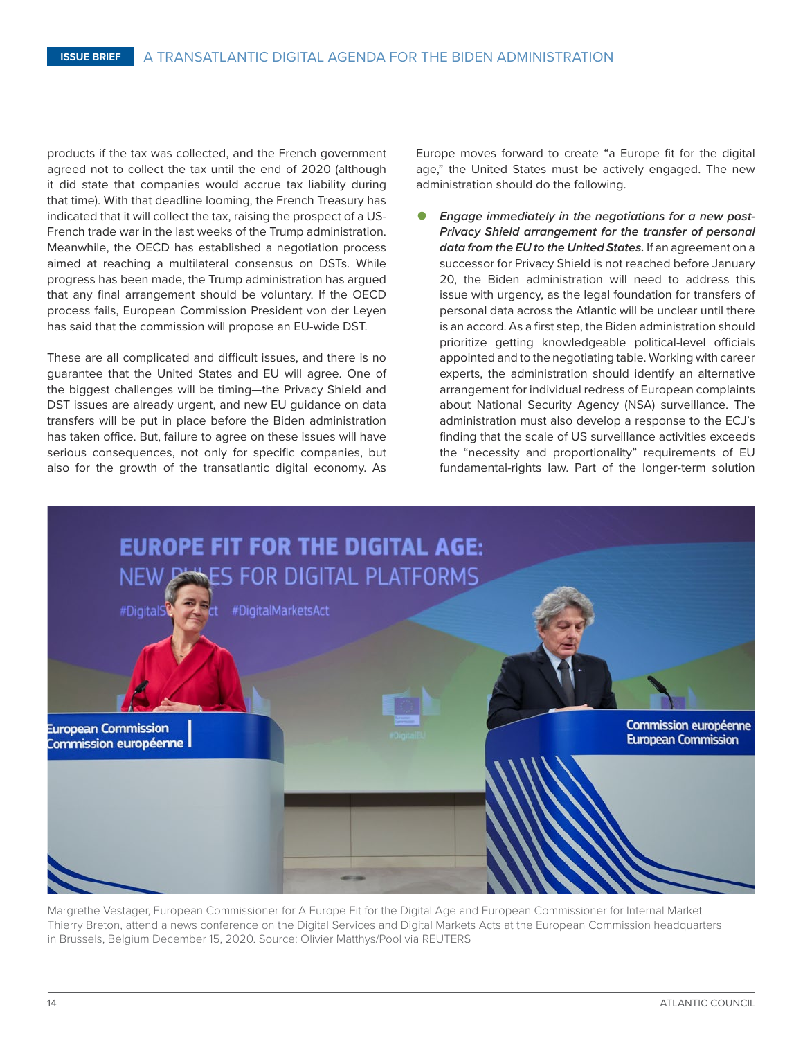products if the tax was collected, and the French government agreed not to collect the tax until the end of 2020 (although it did state that companies would accrue tax liability during that time). With that deadline looming, the French Treasury has indicated that it will collect the tax, raising the prospect of a US-French trade war in the last weeks of the Trump administration. Meanwhile, the OECD has established a negotiation process aimed at reaching a multilateral consensus on DSTs. While progress has been made, the Trump administration has argued that any final arrangement should be voluntary. If the OECD process fails, European Commission President von der Leyen has said that the commission will propose an EU-wide DST.

These are all complicated and difficult issues, and there is no guarantee that the United States and EU will agree. One of the biggest challenges will be timing—the Privacy Shield and DST issues are already urgent, and new EU guidance on data transfers will be put in place before the Biden administration has taken office. But, failure to agree on these issues will have serious consequences, not only for specific companies, but also for the growth of the transatlantic digital economy. As Europe moves forward to create "a Europe fit for the digital age," the United States must be actively engaged. The new administration should do the following.

- ***Engage immediately in the negotiations for a new post-Privacy Shield arrangement for the transfer of personal data from the EU to the United States.*** If an agreement on a successor for Privacy Shield is not reached before January 20, the Biden administration will need to address this issue with urgency, as the legal foundation for transfers of personal data across the Atlantic will be unclear until there is an accord. As a first step, the Biden administration should prioritize getting knowledgeable political-level officials appointed and to the negotiating table. Working with career experts, the administration should identify an alternative arrangement for individual redress of European complaints about National Security Agency (NSA) surveillance. The administration must also develop a response to the ECJ's finding that the scale of US surveillance activities exceeds the "necessity and proportionality" requirements of EU fundamental-rights law. Part of the longer-term solution

Margrethe Vestager, European Commissioner for A Europe Fit for the Digital Age and European Commissioner for Internal Market Thierry Breton, attend a news conference on the Digital Services and Digital Markets Acts at the European Commission headquarters in Brussels, Belgium December 15, 2020. Source: Olivier Matthys/Pool via REUTERS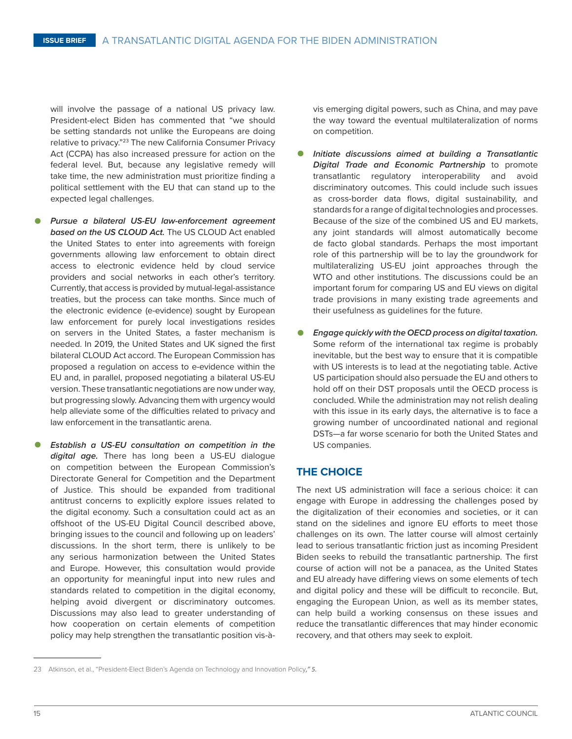will involve the passage of a national US privacy law. President-elect Biden has commented that "we should be setting standards not unlike the Europeans are doing relative to privacy."[23] The new California Consumer Privacy Act (CCPA) has also increased pressure for action on the federal level. But, because any legislative remedy will take time, the new administration must prioritize finding a political settlement with the EU that can stand up to the expected legal challenges.

- ***Pursue a bilateral US-EU law-enforcement agreement based on the US CLOUD Act.*** The US CLOUD Act enabled the United States to enter into agreements with foreign governments allowing law enforcement to obtain direct access to electronic evidence held by cloud service providers and social networks in each other's territory. Currently, that access is provided by mutual-legal-assistance treaties, but the process can take months. Since much of the electronic evidence (e-evidence) sought by European law enforcement for purely local investigations resides on servers in the United States, a faster mechanism is needed. In 2019, the United States and UK signed the first bilateral CLOUD Act accord. The European Commission has proposed a regulation on access to e-evidence within the EU and, in parallel, proposed negotiating a bilateral US-EU version. These transatlantic negotiations are now under way, but progressing slowly. Advancing them with urgency would help alleviate some of the difficulties related to privacy and law enforcement in the transatlantic arena.

- ***Establish a US-EU consultation on competition in the digital age.*** There has long been a US-EU dialogue on competition between the European Commission's Directorate General for Competition and the Department of Justice. This should be expanded from traditional antitrust concerns to explicitly explore issues related to the digital economy. Such a consultation could act as an offshoot of the US-EU Digital Council described above, bringing issues to the council and following up on leaders' discussions. In the short term, there is unlikely to be any serious harmonization between the United States and Europe. However, this consultation would provide an opportunity for meaningful input into new rules and standards related to competition in the digital economy, helping avoid divergent or discriminatory outcomes. Discussions may also lead to greater understanding of how cooperation on certain elements of competition policy may help strengthen the transatlantic position vis-à-vis emerging digital powers, such as China, and may pave the way toward the eventual multilateralization of norms on competition.

- ***Initiate discussions aimed at building a Transatlantic Digital Trade and Economic Partnership*** to promote transatlantic regulatory interoperability and avoid discriminatory outcomes. This could include such issues as cross-border data flows, digital sustainability, and standards for a range of digital technologies and processes. Because of the size of the combined US and EU markets, any joint standards will almost automatically become de facto global standards. Perhaps the most important role of this partnership will be to lay the groundwork for multilateralizing US-EU joint approaches through the WTO and other institutions. The discussions could be an important forum for comparing US and EU views on digital trade provisions in many existing trade agreements and their usefulness as guidelines for the future.

- ***Engage quickly with the OECD process on digital taxation.*** Some reform of the international tax regime is probably inevitable, but the best way to ensure that it is compatible with US interests is to lead at the negotiating table. Active US participation should also persuade the EU and others to hold off on their DST proposals until the OECD process is concluded. While the administration may not relish dealing with this issue in its early days, the alternative is to face a growing number of uncoordinated national and regional DSTs—a far worse scenario for both the United States and US companies.

## THE CHOICE

The next US administration will face a serious choice: it can engage with Europe in addressing the challenges posed by the digitalization of their economies and societies, or it can stand on the sidelines and ignore EU efforts to meet those challenges on its own. The latter course will almost certainly lead to serious transatlantic friction just as incoming President Biden seeks to rebuild the transatlantic partnership. The first course of action will not be a panacea, as the United States and EU already have differing views on some elements of tech and digital policy and these will be difficult to reconcile. But, engaging the European Union, as well as its member states, can help build a working consensus on these issues and reduce the transatlantic differences that may hinder economic recovery, and that others may seek to exploit.

---

23 Atkinson, et al., "President-Elect Biden's Agenda on Technology and Innovation Policy," 5.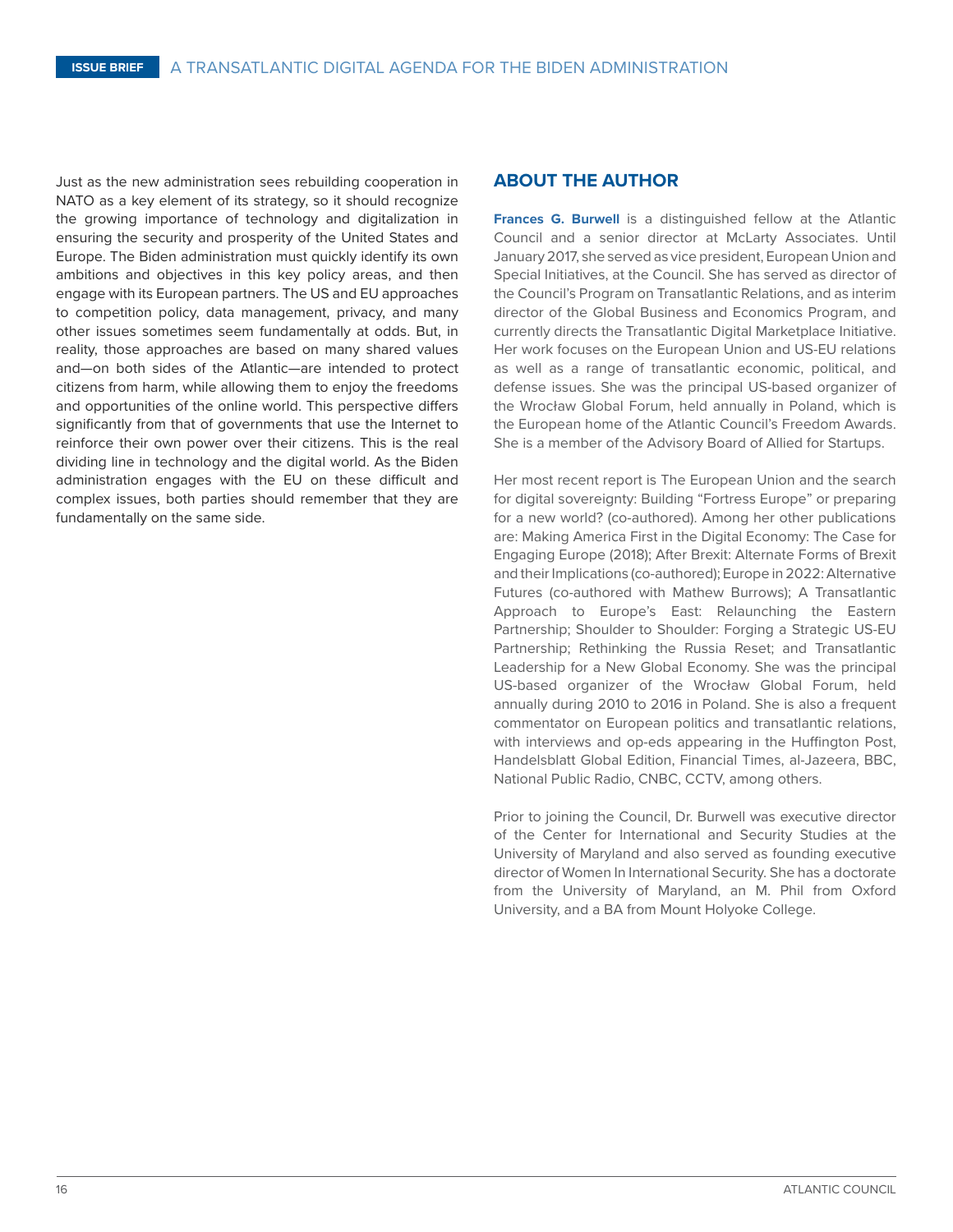Just as the new administration sees rebuilding cooperation in NATO as a key element of its strategy, so it should recognize the growing importance of technology and digitalization in ensuring the security and prosperity of the United States and Europe. The Biden administration must quickly identify its own ambitions and objectives in this key policy areas, and then engage with its European partners. The US and EU approaches to competition policy, data management, privacy, and many other issues sometimes seem fundamentally at odds. But, in reality, those approaches are based on many shared values and—on both sides of the Atlantic—are intended to protect citizens from harm, while allowing them to enjoy the freedoms and opportunities of the online world. This perspective differs significantly from that of governments that use the Internet to reinforce their own power over their citizens. This is the real dividing line in technology and the digital world. As the Biden administration engages with the EU on these difficult and complex issues, both parties should remember that they are fundamentally on the same side.

## ABOUT THE AUTHOR

**Frances G. Burwell** is a distinguished fellow at the Atlantic Council and a senior director at McLarty Associates. Until January 2017, she served as vice president, European Union and Special Initiatives, at the Council. She has served as director of the Council's Program on Transatlantic Relations, and as interim director of the Global Business and Economics Program, and currently directs the Transatlantic Digital Marketplace Initiative. Her work focuses on the European Union and US-EU relations as well as a range of transatlantic economic, political, and defense issues. She was the principal US-based organizer of the Wrocław Global Forum, held annually in Poland, which is the European home of the Atlantic Council's Freedom Awards. She is a member of the Advisory Board of Allied for Startups.

Her most recent report is The European Union and the search for digital sovereignty: Building "Fortress Europe" or preparing for a new world? (co-authored). Among her other publications are: Making America First in the Digital Economy: The Case for Engaging Europe (2018); After Brexit: Alternate Forms of Brexit and their Implications (co-authored); Europe in 2022: Alternative Futures (co-authored with Mathew Burrows); A Transatlantic Approach to Europe's East: Relaunching the Eastern Partnership; Shoulder to Shoulder: Forging a Strategic US-EU Partnership; Rethinking the Russia Reset; and Transatlantic Leadership for a New Global Economy. She was the principal US-based organizer of the Wrocław Global Forum, held annually during 2010 to 2016 in Poland. She is also a frequent commentator on European politics and transatlantic relations, with interviews and op-eds appearing in the Huffington Post, Handelsblatt Global Edition, Financial Times, al-Jazeera, BBC, National Public Radio, CNBC, CCTV, among others.

Prior to joining the Council, Dr. Burwell was executive director of the Center for International and Security Studies at the University of Maryland and also served as founding executive director of Women In International Security. She has a doctorate from the University of Maryland, an M. Phil from Oxford University, and a BA from Mount Holyoke College.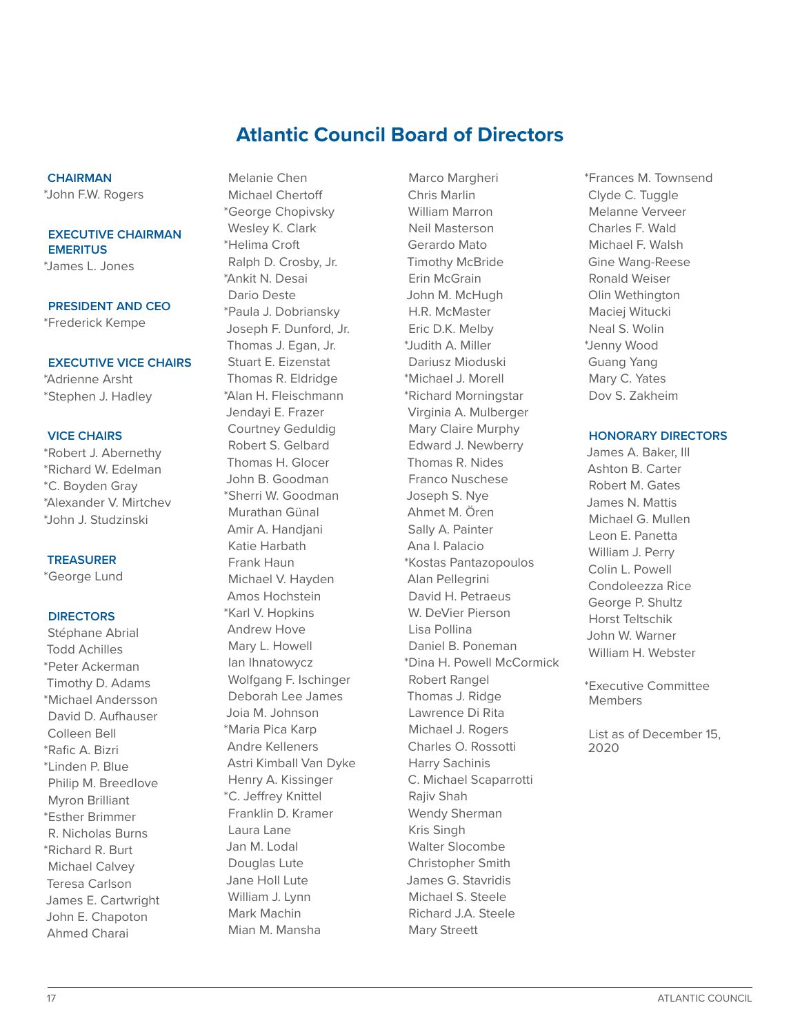# Atlantic Council Board of Directors

**CHAIRMAN**

*John F.W. Rogers

**EXECUTIVE CHAIRMAN EMERITUS**

*James L. Jones

**PRESIDENT AND CEO**

*Frederick Kempe

**EXECUTIVE VICE CHAIRS**

*Adrienne Arsht
*Stephen J. Hadley

**VICE CHAIRS**

*Robert J. Abernethy
*Richard W. Edelman
*C. Boyden Gray
*Alexander V. Mirtchev
*John J. Studzinski

**TREASURER**

*George Lund

**DIRECTORS**

Stéphane Abrial
Todd Achilles
*Peter Ackerman
Timothy D. Adams
*Michael Andersson
David D. Aufhauser
Colleen Bell
*Rafic A. Bizri
*Linden P. Blue
Philip M. Breedlove
Myron Brilliant
*Esther Brimmer
R. Nicholas Burns
*Richard R. Burt
Michael Calvey
Teresa Carlson
James E. Cartwright
John E. Chapoton
Ahmed Charai
Melanie Chen
Michael Chertoff
*George Chopivsky
Wesley K. Clark
*Helima Croft
Ralph D. Crosby, Jr.
*Ankit N. Desai
Dario Deste
*Paula J. Dobriansky
Joseph F. Dunford, Jr.
Thomas J. Egan, Jr.
Stuart E. Eizenstat
Thomas R. Eldridge
*Alan H. Fleischmann
Jendayi E. Frazer
Courtney Geduldig
Robert S. Gelbard
Thomas H. Glocer
John B. Goodman
*Sherri W. Goodman
Murathan Günal
Amir A. Handjani
Katie Harbath
Frank Haun
Michael V. Hayden
Amos Hochstein
*Karl V. Hopkins
Andrew Hove
Mary L. Howell
Ian Ihnatowycz
Wolfgang F. Ischinger
Deborah Lee James
Joia M. Johnson
*Maria Pica Karp
Andre Kelleners
Astri Kimball Van Dyke
Henry A. Kissinger
*C. Jeffrey Knittel
Franklin D. Kramer
Laura Lane
Jan M. Lodal
Douglas Lute
Jane Holl Lute
William J. Lynn
Mark Machin
Mian M. Mansha
Marco Margheri
Chris Marlin
William Marron
Neil Masterson
Gerardo Mato
Timothy McBride
Erin McGrain
John M. McHugh
H.R. McMaster
Eric D.K. Melby
*Judith A. Miller
Dariusz Mioduski
*Michael J. Morell
*Richard Morningstar
Virginia A. Mulberger
Mary Claire Murphy
Edward J. Newberry
Thomas R. Nides
Franco Nuschese
Joseph S. Nye
Ahmet M. Ören
Sally A. Painter
Ana I. Palacio
*Kostas Pantazopoulos
Alan Pellegrini
David H. Petraeus
W. DeVier Pierson
Lisa Pollina
Daniel B. Poneman
*Dina H. Powell McCormick
Robert Rangel
Thomas J. Ridge
Lawrence Di Rita
Michael J. Rogers
Charles O. Rossotti
Harry Sachinis
C. Michael Scaparrotti
Rajiv Shah
Wendy Sherman
Kris Singh
Walter Slocombe
Christopher Smith
James G. Stavridis
Michael S. Steele
Richard J.A. Steele
Mary Streett
*Frances M. Townsend
Clyde C. Tuggle
Melanne Verveer
Charles F. Wald
Michael F. Walsh
Gine Wang-Reese
Ronald Weiser
Olin Wethington
Maciej Witucki
Neal S. Wolin
*Jenny Wood
Guang Yang
Mary C. Yates
Dov S. Zakheim

**HONORARY DIRECTORS**

James A. Baker, III
Ashton B. Carter
Robert M. Gates
James N. Mattis
Michael G. Mullen
Leon E. Panetta
William J. Perry
Colin L. Powell
Condoleezza Rice
George P. Shultz
Horst Teltschik
John W. Warner
William H. Webster

*Executive Committee Members

List as of December 15, 2020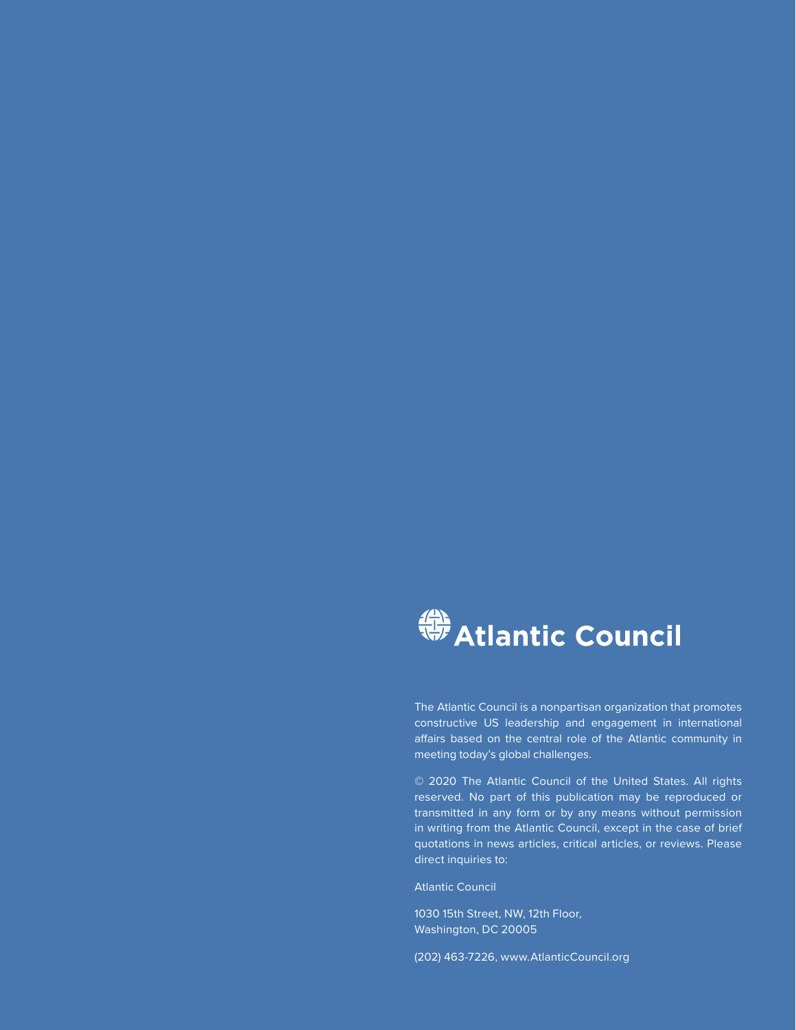# Atlantic Council

The Atlantic Council is a nonpartisan organization that promotes constructive US leadership and engagement in international affairs based on the central role of the Atlantic community in meeting today's global challenges.

© 2020 The Atlantic Council of the United States. All rights reserved. No part of this publication may be reproduced or transmitted in any form or by any means without permission in writing from the Atlantic Council, except in the case of brief quotations in news articles, critical articles, or reviews. Please direct inquiries to:

Atlantic Council

1030 15th Street, NW, 12th Floor,
Washington, DC 20005

(202) 463-7226, www.AtlanticCouncil.org